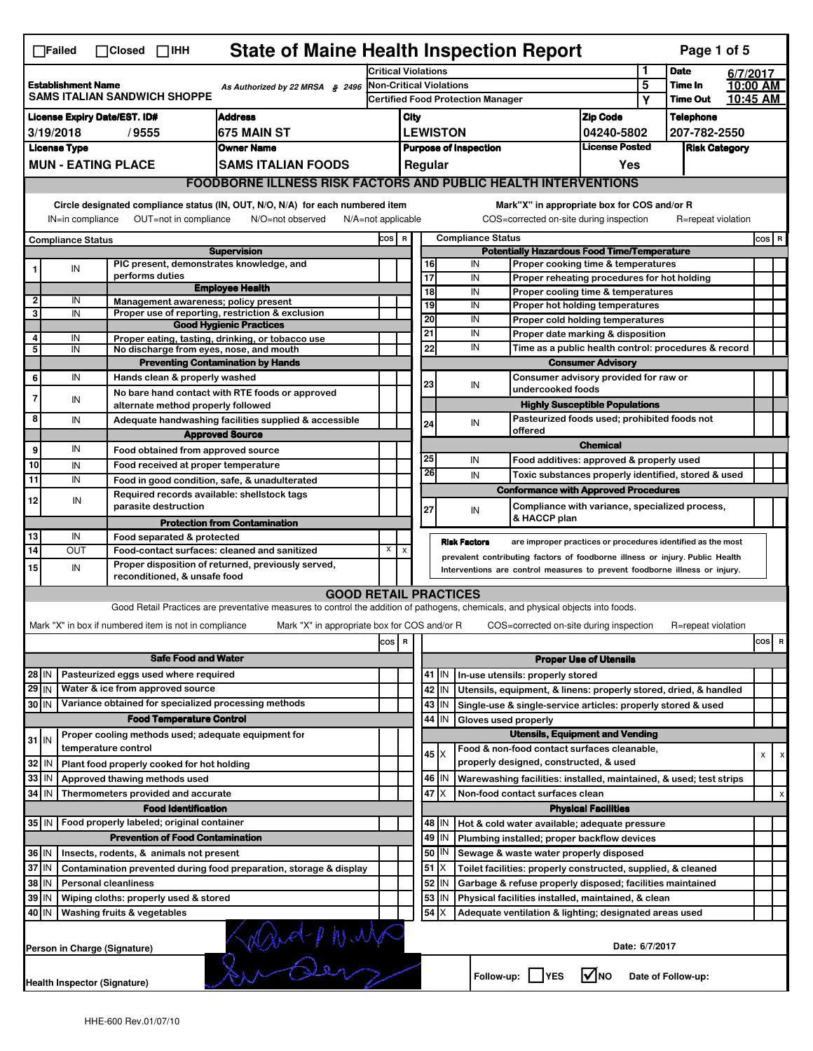☐Failed ☐Closed ☐IHH

# State of Maine Health Inspection Report

| | | | |
|---|---|---|---|
| **Establishment Name** SAMS ITALIAN SANDWICH SHOPPE | As Authorized by 22 MRSA § 2496 | Critical Violations | 1 |
| | | Non-Critical Violations | 5 |
| | | Certified Food Protection Manager | Y |

**Date** 6/7/2017 **Time In** 10:00 AM **Time Out** 10:45 AM

| License Expiry Date/EST. ID# | Address | City | Zip Code | Telephone |
|---|---|---|---|---|
| 3/19/2018 / 9555 | 675 MAIN ST | LEWISTON | 04240-5802 | 207-782-2550 |

| License Type | Owner Name | Purpose of Inspection | License Posted | Risk Category |
|---|---|---|---|---|
| MUN - EATING PLACE | SAMS ITALIAN FOODS | Regular | Yes | |

## FOODBORNE ILLNESS RISK FACTORS AND PUBLIC HEALTH INTERVENTIONS

Circle designated compliance status (IN, OUT, N/O, N/A) for each numbered item — IN=in compliance, OUT=not in compliance, N/O=not observed, N/A=not applicable

Mark "X" in appropriate box for COS and/or R — COS=corrected on-site during inspection, R=repeat violation

| # | Compliance Status | Item | COS | R |
|---|---|---|---|---|
| | | **Supervision** | | |
| 1 | IN | PIC present, demonstrates knowledge, and performs duties | | |
| | | **Employee Health** | | |
| 2 | IN | Management awareness; policy present | | |
| 3 | IN | Proper use of reporting, restriction & exclusion | | |
| | | **Good Hygienic Practices** | | |
| 4 | IN | Proper eating, tasting, drinking, or tobacco use | | |
| 5 | IN | No discharge from eyes, nose, and mouth | | |
| | | **Preventing Contamination by Hands** | | |
| 6 | IN | Hands clean & properly washed | | |
| 7 | IN | No bare hand contact with RTE foods or approved alternate method properly followed | | |
| 8 | IN | Adequate handwashing facilities supplied & accessible | | |
| | | **Approved Source** | | |
| 9 | IN | Food obtained from approved source | | |
| 10 | IN | Food received at proper temperature | | |
| 11 | IN | Food in good condition, safe, & unadulterated | | |
| 12 | IN | Required records available: shellstock tags parasite destruction | | |
| | | **Protection from Contamination** | | |
| 13 | IN | Food separated & protected | | |
| 14 | OUT | Food-contact surfaces: cleaned and sanitized | X | X |
| 15 | IN | Proper disposition of returned, previously served, reconditioned, & unsafe food | | |
| | | **Potentially Hazardous Food Time/Temperature** | | |
| 16 | IN | Proper cooking time & temperatures | | |
| 17 | IN | Proper reheating procedures for hot holding | | |
| 18 | IN | Proper cooling time & temperatures | | |
| 19 | IN | Proper hot holding temperatures | | |
| 20 | IN | Proper cold holding temperatures | | |
| 21 | IN | Proper date marking & disposition | | |
| 22 | IN | Time as a public health control: procedures & record | | |
| | | **Consumer Advisory** | | |
| 23 | IN | Consumer advisory provided for raw or undercooked foods | | |
| | | **Highly Susceptible Populations** | | |
| 24 | IN | Pasteurized foods used; prohibited foods not offered | | |
| | | **Chemical** | | |
| 25 | IN | Food additives: approved & properly used | | |
| 26 | IN | Toxic substances properly identified, stored & used | | |
| | | **Conformance with Approved Procedures** | | |
| 27 | IN | Compliance with variance, specialized process, & HACCP plan | | |

**Risk Factors** are improper practices or procedures identified as the most prevalent contributing factors of foodborne illness or injury. Public Health Interventions are control measures to prevent foodborne illness or injury.

## GOOD RETAIL PRACTICES

Good Retail Practices are preventative measures to control the addition of pathogens, chemicals, and physical objects into foods.

Mark "X" in box if numbered item is not in compliance — Mark "X" in appropriate box for COS and/or R — COS=corrected on-site during inspection — R=repeat violation

| # | Status | Item | COS | R |
|---|---|---|---|---|
| | | **Safe Food and Water** | | |
| 28 | IN | Pasteurized eggs used where required | | |
| 29 | IN | Water & ice from approved source | | |
| 30 | IN | Variance obtained for specialized processing methods | | |
| | | **Food Temperature Control** | | |
| 31 | IN | Proper cooling methods used; adequate equipment for temperature control | | |
| 32 | IN | Plant food properly cooked for hot holding | | |
| 33 | IN | Approved thawing methods used | | |
| 34 | IN | Thermometers provided and accurate | | |
| | | **Food Identification** | | |
| 35 | IN | Food properly labeled; original container | | |
| | | **Prevention of Food Contamination** | | |
| 36 | IN | Insects, rodents, & animals not present | | |
| 37 | IN | Contamination prevented during food preparation, storage & display | | |
| 38 | IN | Personal cleanliness | | |
| 39 | IN | Wiping cloths: properly used & stored | | |
| 40 | IN | Washing fruits & vegetables | | |
| | | **Proper Use of Utensils** | | |
| 41 | IN | In-use utensils: properly stored | | |
| 42 | IN | Utensils, equipment, & linens: properly stored, dried, & handled | | |
| 43 | IN | Single-use & single-service articles: properly stored & used | | |
| 44 | IN | Gloves used properly | | |
| | | **Utensils, Equipment and Vending** | | |
| 45 | X | Food & non-food contact surfaces cleanable, properly designed, constructed, & used | X | X |
| 46 | IN | Warewashing facilities: installed, maintained, & used; test strips | | |
| 47 | X | Non-food contact surfaces clean | | X |
| | | **Physical Facilities** | | |
| 48 | IN | Hot & cold water available; adequate pressure | | |
| 49 | IN | Plumbing installed; proper backflow devices | | |
| 50 | IN | Sewage & waste water properly disposed | | |
| 51 | X | Toilet facilities: properly constructed, supplied, & cleaned | | |
| 52 | IN | Garbage & refuse properly disposed; facilities maintained | | |
| 53 | IN | Physical facilities installed, maintained, & clean | | |
| 54 | X | Adequate ventilation & lighting; designated areas used | | |

Person in Charge (Signature) — Date: 6/7/2017

Health Inspector (Signature)

Follow-up: ☐ YES ☑ NO Date of Follow-up:

HHE-600 Rev.01/07/10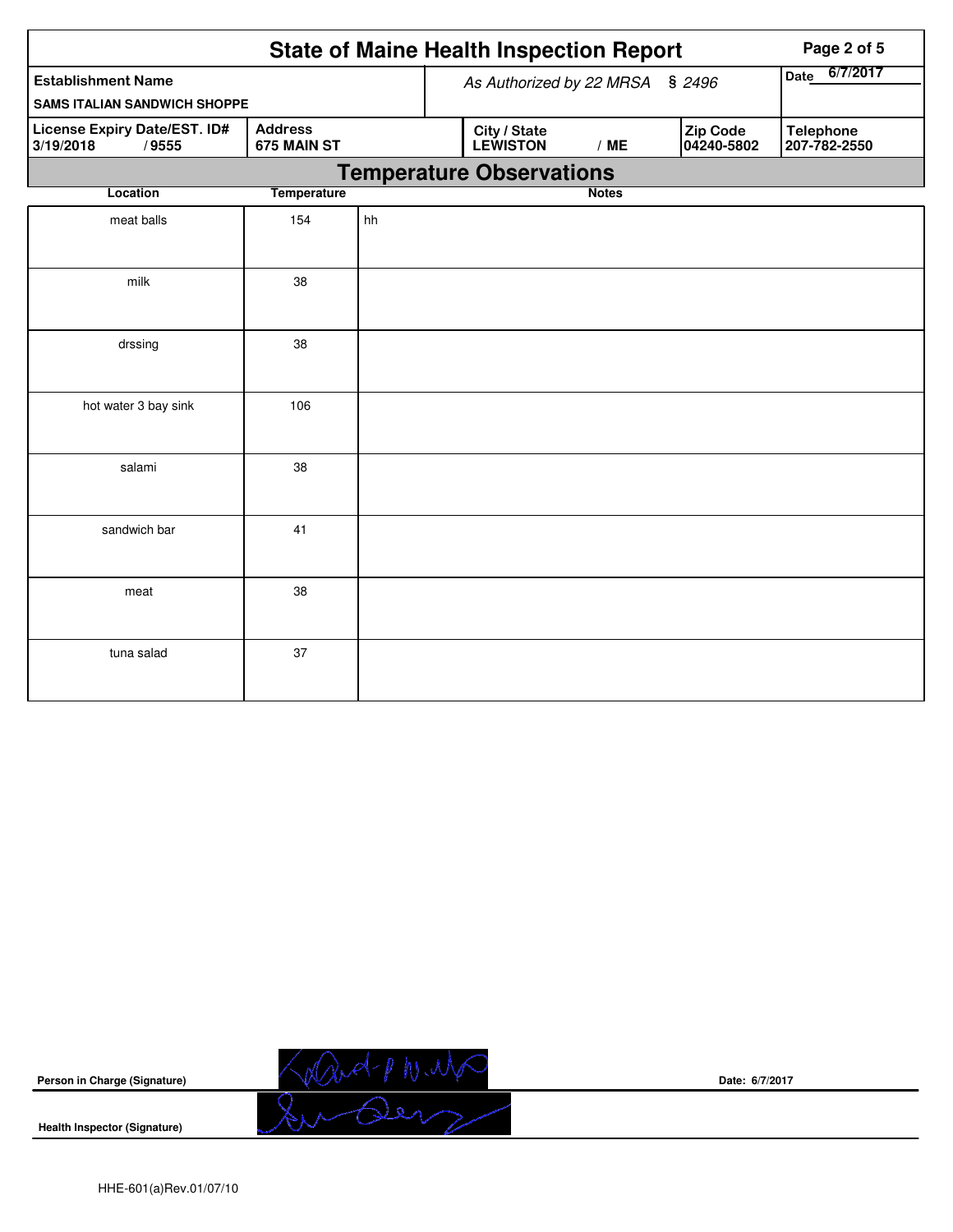# State of Maine Health Inspection Report

| Establishment Name | As Authorized by 22 MRSA § 2496 | Date 6/7/2017 |
|---|---|---|
| SAMS ITALIAN SANDWICH SHOPPE | | |

| License Expiry Date/EST. ID# | Address | City / State | Zip Code | Telephone |
|---|---|---|---|---|
| 3/19/2018 / 9555 | 675 MAIN ST | LEWISTON / ME | 04240-5802 | 207-782-2550 |

## Temperature Observations

| Location | Temperature | Notes |
|---|---|---|
| meat balls | 154 | hh |
| milk | 38 | |
| drssing | 38 | |
| hot water 3 bay sink | 106 | |
| salami | 38 | |
| sandwich bar | 41 | |
| meat | 38 | |
| tuna salad | 37 | |

**Person in Charge (Signature)** Date: 6/7/2017

**Health Inspector (Signature)**

HHE-601(a)Rev.01/07/10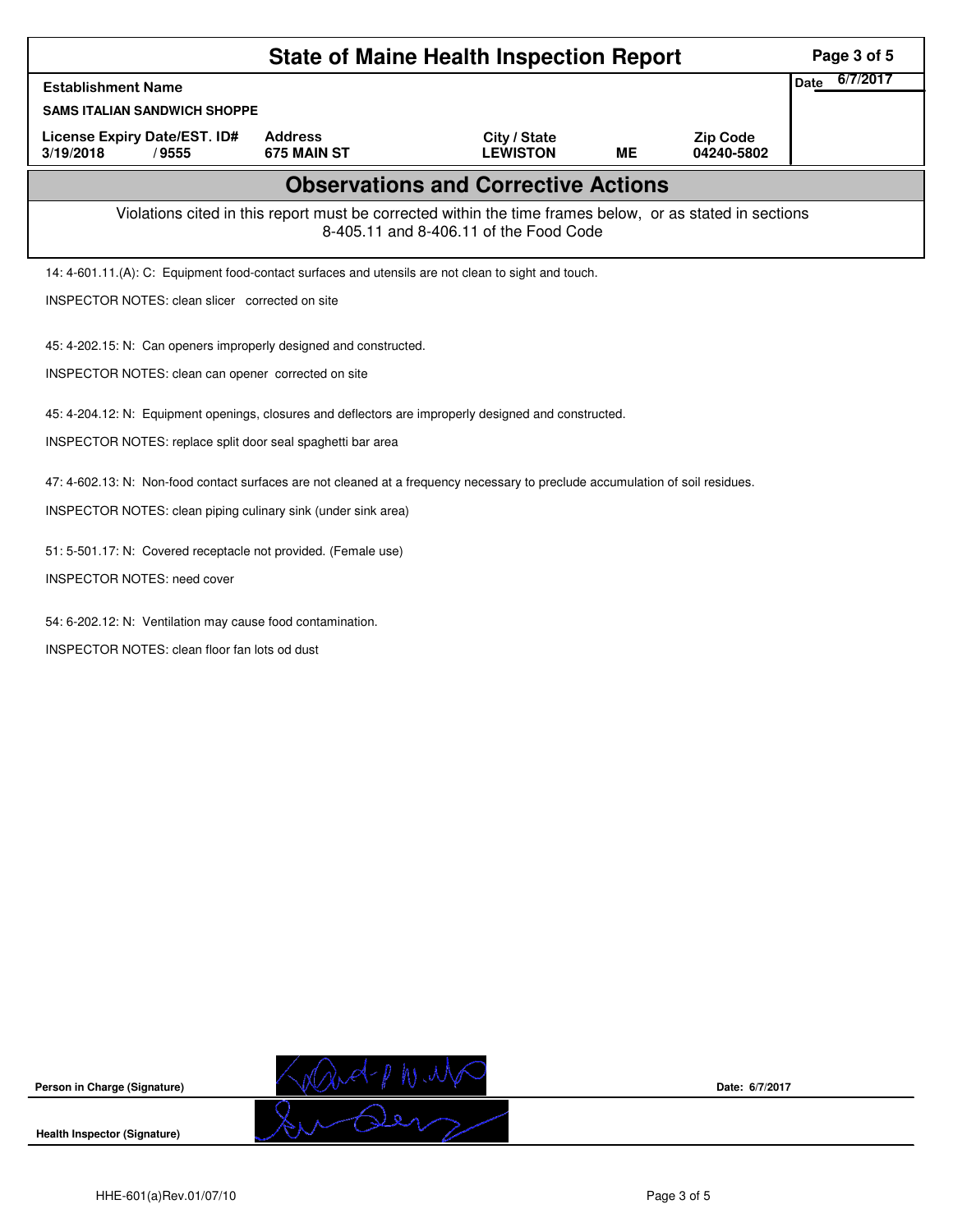# State of Maine Health Inspection Report

| Establishment Name | | | | | Date 6/7/2017 |
|---|---|---|---|---|---|
| SAMS ITALIAN SANDWICH SHOPPE | | | | | |
| License Expiry Date/EST. ID# | Address | City / State | | Zip Code | |
| 3/19/2018 / 9555 | 675 MAIN ST | LEWISTON | ME | 04240-5802 | |

## Observations and Corrective Actions

Violations cited in this report must be corrected within the time frames below, or as stated in sections 8-405.11 and 8-406.11 of the Food Code

14: 4-601.11.(A): C: Equipment food-contact surfaces and utensils are not clean to sight and touch.

INSPECTOR NOTES: clean slicer corrected on site

45: 4-202.15: N: Can openers improperly designed and constructed.

INSPECTOR NOTES: clean can opener corrected on site

45: 4-204.12: N: Equipment openings, closures and deflectors are improperly designed and constructed.

INSPECTOR NOTES: replace split door seal spaghetti bar area

47: 4-602.13: N: Non-food contact surfaces are not cleaned at a frequency necessary to preclude accumulation of soil residues.

INSPECTOR NOTES: clean piping culinary sink (under sink area)

51: 5-501.17: N: Covered receptacle not provided. (Female use)

INSPECTOR NOTES: need cover

54: 6-202.12: N: Ventilation may cause food contamination.

INSPECTOR NOTES: clean floor fan lots od dust

Person in Charge (Signature) Date: 6/7/2017

Health Inspector (Signature)

HHE-601(a)Rev.01/07/10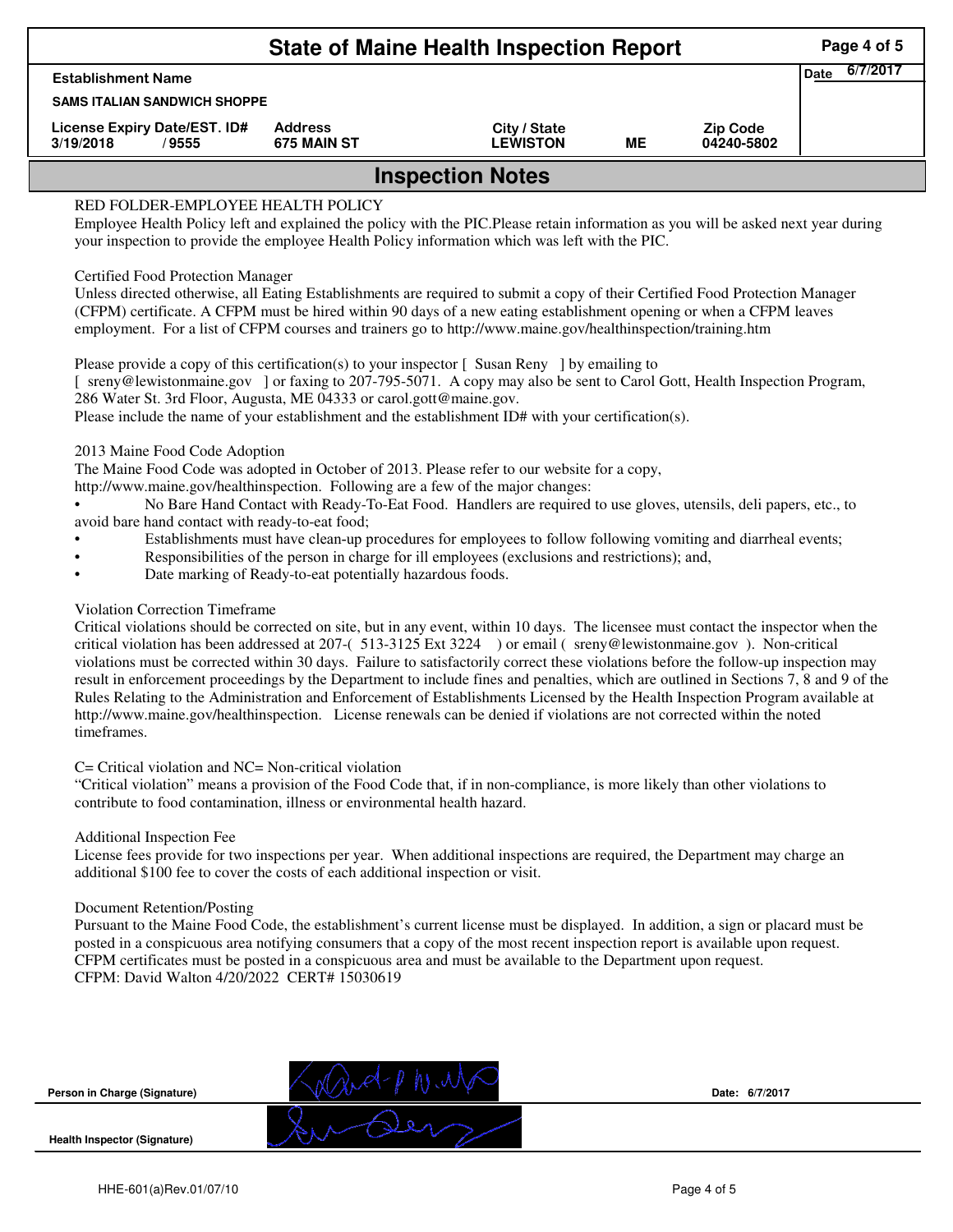# State of Maine Health Inspection Report

| Establishment Name | | | | | Date 6/7/2017 |
|---|---|---|---|---|---|
| SAMS ITALIAN SANDWICH SHOPPE | | | | | |
| License Expiry Date/EST. ID# | Address | City / State | | Zip Code | |
| 3/19/2018 / 9555 | 675 MAIN ST | LEWISTON | ME | 04240-5802 | |

## Inspection Notes

RED FOLDER-EMPLOYEE HEALTH POLICY
Employee Health Policy left and explained the policy with the PIC.Please retain information as you will be asked next year during your inspection to provide the employee Health Policy information which was left with the PIC.

Certified Food Protection Manager
Unless directed otherwise, all Eating Establishments are required to submit a copy of their Certified Food Protection Manager (CFPM) certificate. A CFPM must be hired within 90 days of a new eating establishment opening or when a CFPM leaves employment. For a list of CFPM courses and trainers go to http://www.maine.gov/healthinspection/training.htm

Please provide a copy of this certification(s) to your inspector [ Susan Reny ] by emailing to
[ sreny@lewistonmaine.gov ] or faxing to 207-795-5071. A copy may also be sent to Carol Gott, Health Inspection Program, 286 Water St. 3rd Floor, Augusta, ME 04333 or carol.gott@maine.gov.
Please include the name of your establishment and the establishment ID# with your certification(s).

2013 Maine Food Code Adoption
The Maine Food Code was adopted in October of 2013. Please refer to our website for a copy,
http://www.maine.gov/healthinspection. Following are a few of the major changes:

- No Bare Hand Contact with Ready-To-Eat Food. Handlers are required to use gloves, utensils, deli papers, etc., to avoid bare hand contact with ready-to-eat food;
- Establishments must have clean-up procedures for employees to follow following vomiting and diarrheal events;
- Responsibilities of the person in charge for ill employees (exclusions and restrictions); and,
- Date marking of Ready-to-eat potentially hazardous foods.

Violation Correction Timeframe
Critical violations should be corrected on site, but in any event, within 10 days. The licensee must contact the inspector when the critical violation has been addressed at 207-( 513-3125 Ext 3224 ) or email ( sreny@lewistonmaine.gov ). Non-critical violations must be corrected within 30 days. Failure to satisfactorily correct these violations before the follow-up inspection may result in enforcement proceedings by the Department to include fines and penalties, which are outlined in Sections 7, 8 and 9 of the Rules Relating to the Administration and Enforcement of Establishments Licensed by the Health Inspection Program available at http://www.maine.gov/healthinspection. License renewals can be denied if violations are not corrected within the noted timeframes.

C= Critical violation and NC= Non-critical violation
"Critical violation" means a provision of the Food Code that, if in non-compliance, is more likely than other violations to contribute to food contamination, illness or environmental health hazard.

Additional Inspection Fee
License fees provide for two inspections per year. When additional inspections are required, the Department may charge an additional $100 fee to cover the costs of each additional inspection or visit.

Document Retention/Posting
Pursuant to the Maine Food Code, the establishment's current license must be displayed. In addition, a sign or placard must be posted in a conspicuous area notifying consumers that a copy of the most recent inspection report is available upon request. CFPM certificates must be posted in a conspicuous area and must be available to the Department upon request.
CFPM: David Walton 4/20/2022 CERT# 15030619

Person in Charge (Signature) &nbsp;&nbsp;&nbsp;&nbsp; Date: 6/7/2017

Health Inspector (Signature)

HHE-601(a)Rev.01/07/10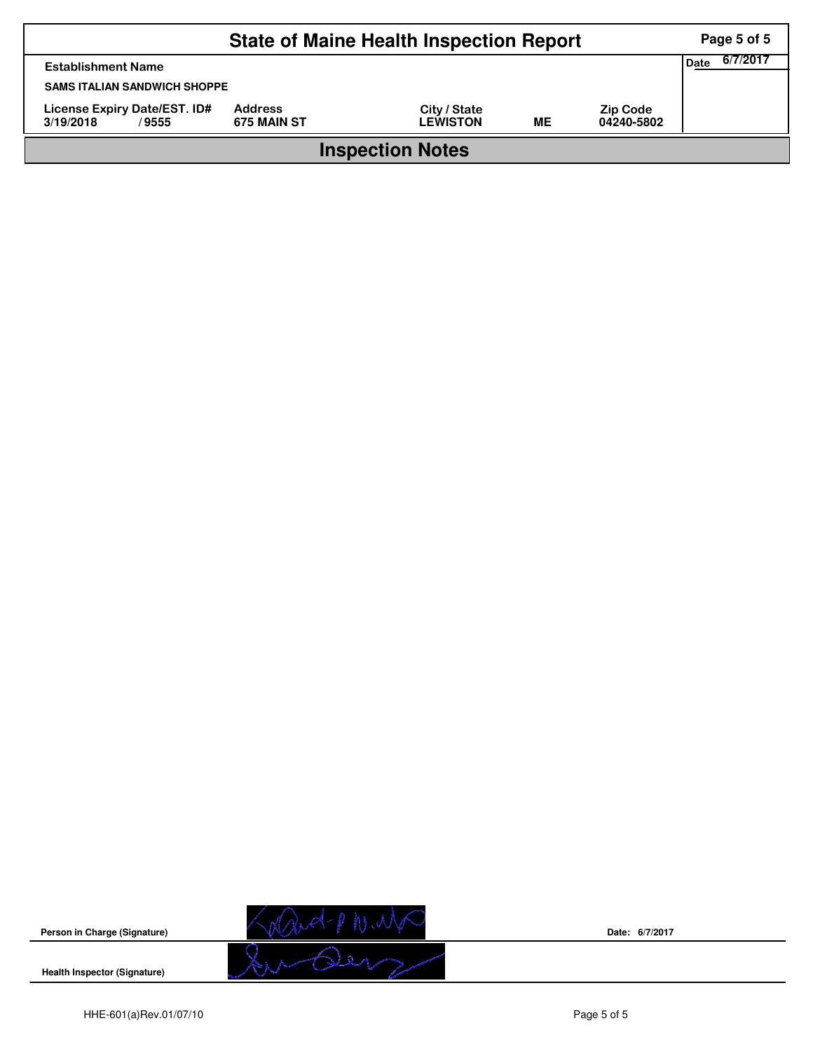# State of Maine Health Inspection Report

| | | | | | |
|---|---|---|---|---|---|
| **Establishment Name** | | | | | **Date** 6/7/2017 |
| **SAMS ITALIAN SANDWICH SHOPPE** | | | | | |
| **License Expiry Date/EST. ID#** 3/19/2018 / 9555 | **Address** 675 MAIN ST | **City / State** LEWISTON | ME | **Zip Code** 04240-5802 | |

## Inspection Notes

**Person in Charge (Signature)** Date: 6/7/2017

**Health Inspector (Signature)**

HHE-601(a)Rev.01/07/10